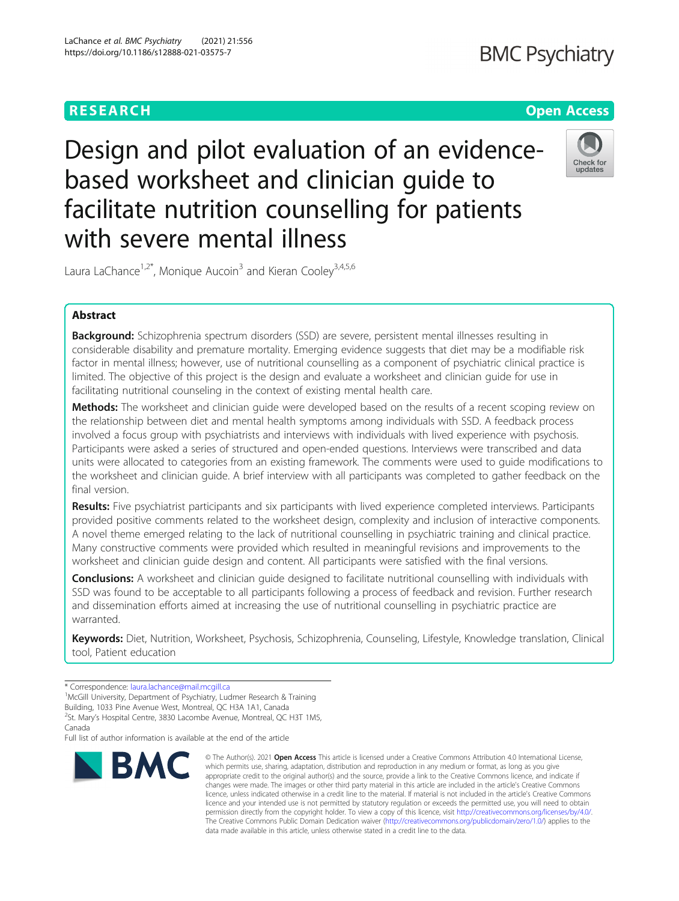RESEARCH

Open Access

# Design and pilot evaluation of an evidence-based worksheet and clinician guide to facilitate nutrition counselling for patients with severe mental illness

Laura LaChance[1,2*], Monique Aucoin[3] and Kieran Cooley[3,4,5,6]

## Abstract

**Background:** Schizophrenia spectrum disorders (SSD) are severe, persistent mental illnesses resulting in considerable disability and premature mortality. Emerging evidence suggests that diet may be a modifiable risk factor in mental illness; however, use of nutritional counselling as a component of psychiatric clinical practice is limited. The objective of this project is the design and evaluate a worksheet and clinician guide for use in facilitating nutritional counseling in the context of existing mental health care.

**Methods:** The worksheet and clinician guide were developed based on the results of a recent scoping review on the relationship between diet and mental health symptoms among individuals with SSD. A feedback process involved a focus group with psychiatrists and interviews with individuals with lived experience with psychosis. Participants were asked a series of structured and open-ended questions. Interviews were transcribed and data units were allocated to categories from an existing framework. The comments were used to guide modifications to the worksheet and clinician guide. A brief interview with all participants was completed to gather feedback on the final version.

**Results:** Five psychiatrist participants and six participants with lived experience completed interviews. Participants provided positive comments related to the worksheet design, complexity and inclusion of interactive components. A novel theme emerged relating to the lack of nutritional counselling in psychiatric training and clinical practice. Many constructive comments were provided which resulted in meaningful revisions and improvements to the worksheet and clinician guide design and content. All participants were satisfied with the final versions.

**Conclusions:** A worksheet and clinician guide designed to facilitate nutritional counselling with individuals with SSD was found to be acceptable to all participants following a process of feedback and revision. Further research and dissemination efforts aimed at increasing the use of nutritional counselling in psychiatric practice are warranted.

**Keywords:** Diet, Nutrition, Worksheet, Psychosis, Schizophrenia, Counseling, Lifestyle, Knowledge translation, Clinical tool, Patient education

\* Correspondence: laura.lachance@mail.mcgill.ca

[1]McGill University, Department of Psychiatry, Ludmer Research & Training Building, 1033 Pine Avenue West, Montreal, QC H3A 1A1, Canada

[2]St. Mary's Hospital Centre, 3830 Lacombe Avenue, Montreal, QC H3T 1M5, Canada

Full list of author information is available at the end of the article

© The Author(s). 2021 **Open Access** This article is licensed under a Creative Commons Attribution 4.0 International License, which permits use, sharing, adaptation, distribution and reproduction in any medium or format, as long as you give appropriate credit to the original author(s) and the source, provide a link to the Creative Commons licence, and indicate if changes were made. The images or other third party material in this article are included in the article's Creative Commons licence, unless indicated otherwise in a credit line to the material. If material is not included in the article's Creative Commons licence and your intended use is not permitted by statutory regulation or exceeds the permitted use, you will need to obtain permission directly from the copyright holder. To view a copy of this licence, visit http://creativecommons.org/licenses/by/4.0/. The Creative Commons Public Domain Dedication waiver (http://creativecommons.org/publicdomain/zero/1.0/) applies to the data made available in this article, unless otherwise stated in a credit line to the data.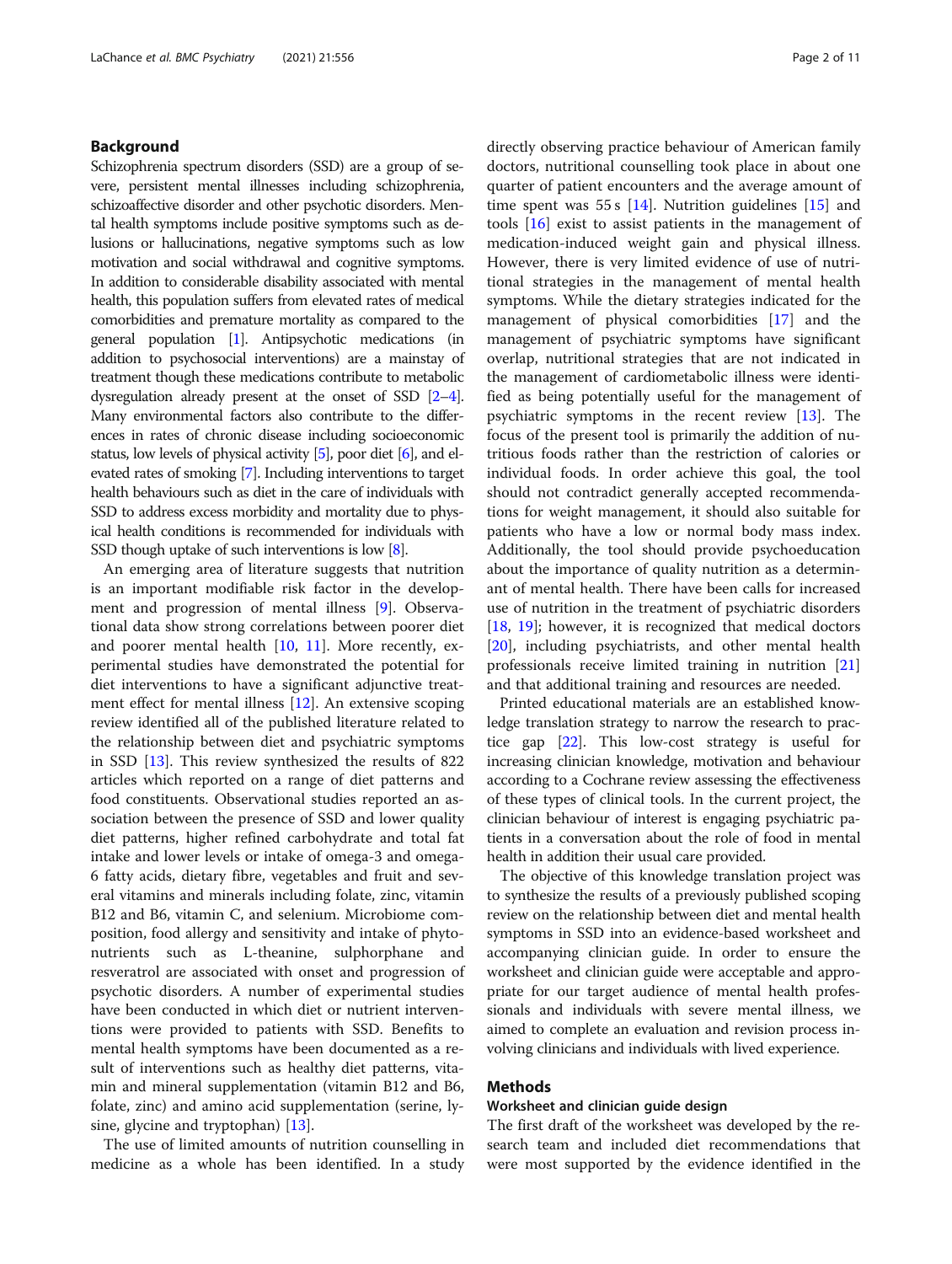## Background

Schizophrenia spectrum disorders (SSD) are a group of severe, persistent mental illnesses including schizophrenia, schizoaffective disorder and other psychotic disorders. Mental health symptoms include positive symptoms such as delusions or hallucinations, negative symptoms such as low motivation and social withdrawal and cognitive symptoms. In addition to considerable disability associated with mental health, this population suffers from elevated rates of medical comorbidities and premature mortality as compared to the general population [1]. Antipsychotic medications (in addition to psychosocial interventions) are a mainstay of treatment though these medications contribute to metabolic dysregulation already present at the onset of SSD [2–4]. Many environmental factors also contribute to the differences in rates of chronic disease including socioeconomic status, low levels of physical activity [5], poor diet [6], and elevated rates of smoking [7]. Including interventions to target health behaviours such as diet in the care of individuals with SSD to address excess morbidity and mortality due to physical health conditions is recommended for individuals with SSD though uptake of such interventions is low [8].

An emerging area of literature suggests that nutrition is an important modifiable risk factor in the development and progression of mental illness [9]. Observational data show strong correlations between poorer diet and poorer mental health [10, 11]. More recently, experimental studies have demonstrated the potential for diet interventions to have a significant adjunctive treatment effect for mental illness [12]. An extensive scoping review identified all of the published literature related to the relationship between diet and psychiatric symptoms in SSD [13]. This review synthesized the results of 822 articles which reported on a range of diet patterns and food constituents. Observational studies reported an association between the presence of SSD and lower quality diet patterns, higher refined carbohydrate and total fat intake and lower levels or intake of omega-3 and omega-6 fatty acids, dietary fibre, vegetables and fruit and several vitamins and minerals including folate, zinc, vitamin B12 and B6, vitamin C, and selenium. Microbiome composition, food allergy and sensitivity and intake of phytonutrients such as L-theanine, sulphorphane and resveratrol are associated with onset and progression of psychotic disorders. A number of experimental studies have been conducted in which diet or nutrient interventions were provided to patients with SSD. Benefits to mental health symptoms have been documented as a result of interventions such as healthy diet patterns, vitamin and mineral supplementation (vitamin B12 and B6, folate, zinc) and amino acid supplementation (serine, lysine, glycine and tryptophan) [13].

The use of limited amounts of nutrition counselling in medicine as a whole has been identified. In a study directly observing practice behaviour of American family doctors, nutritional counselling took place in about one quarter of patient encounters and the average amount of time spent was 55 s [14]. Nutrition guidelines [15] and tools [16] exist to assist patients in the management of medication-induced weight gain and physical illness. However, there is very limited evidence of use of nutritional strategies in the management of mental health symptoms. While the dietary strategies indicated for the management of physical comorbidities [17] and the management of psychiatric symptoms have significant overlap, nutritional strategies that are not indicated in the management of cardiometabolic illness were identified as being potentially useful for the management of psychiatric symptoms in the recent review [13]. The focus of the present tool is primarily the addition of nutritious foods rather than the restriction of calories or individual foods. In order achieve this goal, the tool should not contradict generally accepted recommendations for weight management, it should also suitable for patients who have a low or normal body mass index. Additionally, the tool should provide psychoeducation about the importance of quality nutrition as a determinant of mental health. There have been calls for increased use of nutrition in the treatment of psychiatric disorders [18, 19]; however, it is recognized that medical doctors [20], including psychiatrists, and other mental health professionals receive limited training in nutrition [21] and that additional training and resources are needed.

Printed educational materials are an established knowledge translation strategy to narrow the research to practice gap [22]. This low-cost strategy is useful for increasing clinician knowledge, motivation and behaviour according to a Cochrane review assessing the effectiveness of these types of clinical tools. In the current project, the clinician behaviour of interest is engaging psychiatric patients in a conversation about the role of food in mental health in addition their usual care provided.

The objective of this knowledge translation project was to synthesize the results of a previously published scoping review on the relationship between diet and mental health symptoms in SSD into an evidence-based worksheet and accompanying clinician guide. In order to ensure the worksheet and clinician guide were acceptable and appropriate for our target audience of mental health professionals and individuals with severe mental illness, we aimed to complete an evaluation and revision process involving clinicians and individuals with lived experience.

## Methods

### Worksheet and clinician guide design

The first draft of the worksheet was developed by the research team and included diet recommendations that were most supported by the evidence identified in the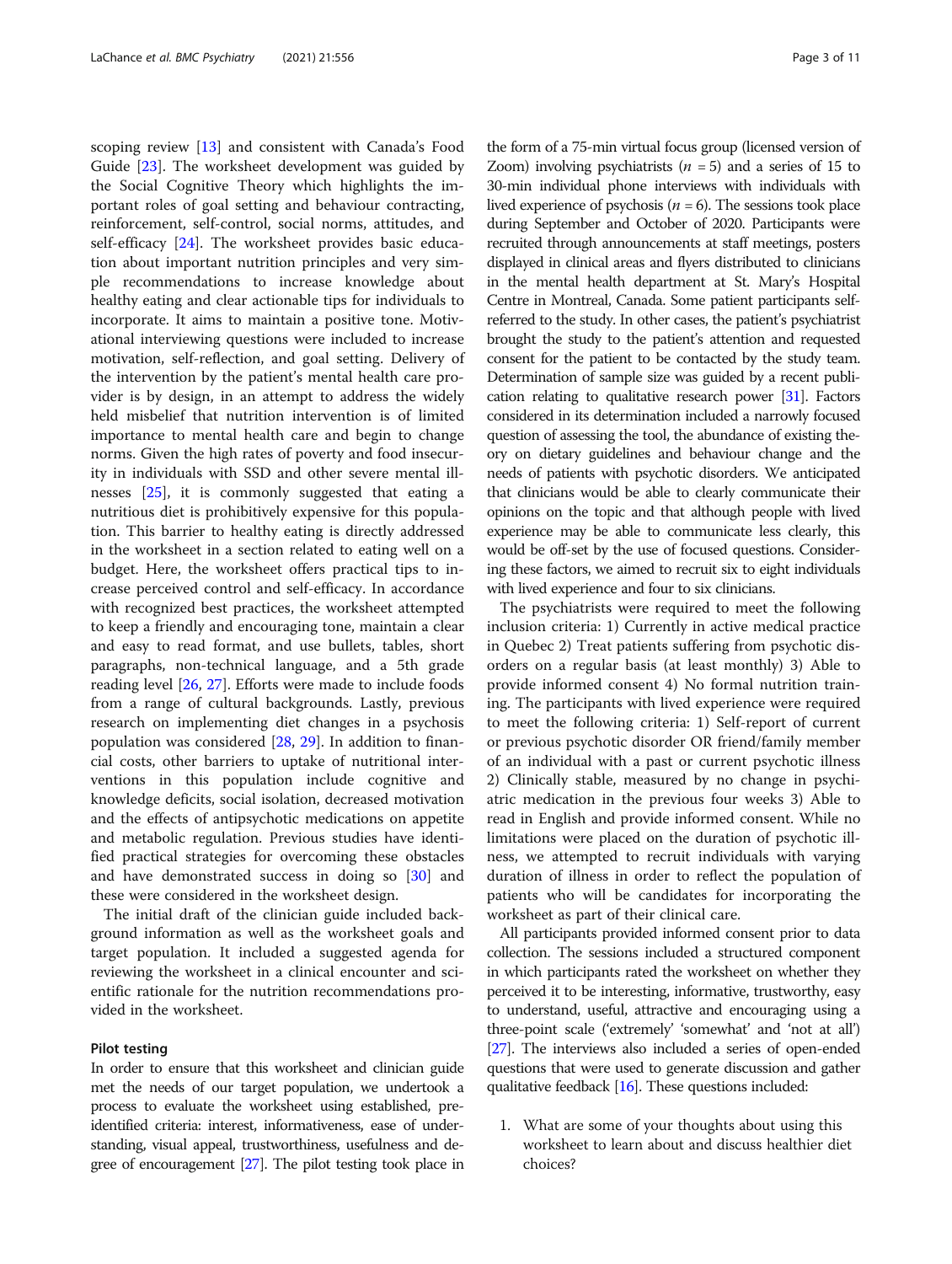scoping review [13] and consistent with Canada's Food Guide [23]. The worksheet development was guided by the Social Cognitive Theory which highlights the important roles of goal setting and behaviour contracting, reinforcement, self-control, social norms, attitudes, and self-efficacy [24]. The worksheet provides basic education about important nutrition principles and very simple recommendations to increase knowledge about healthy eating and clear actionable tips for individuals to incorporate. It aims to maintain a positive tone. Motivational interviewing questions were included to increase motivation, self-reflection, and goal setting. Delivery of the intervention by the patient's mental health care provider is by design, in an attempt to address the widely held misbelief that nutrition intervention is of limited importance to mental health care and begin to change norms. Given the high rates of poverty and food insecurity in individuals with SSD and other severe mental illnesses [25], it is commonly suggested that eating a nutritious diet is prohibitively expensive for this population. This barrier to healthy eating is directly addressed in the worksheet in a section related to eating well on a budget. Here, the worksheet offers practical tips to increase perceived control and self-efficacy. In accordance with recognized best practices, the worksheet attempted to keep a friendly and encouraging tone, maintain a clear and easy to read format, and use bullets, tables, short paragraphs, non-technical language, and a 5th grade reading level [26, 27]. Efforts were made to include foods from a range of cultural backgrounds. Lastly, previous research on implementing diet changes in a psychosis population was considered [28, 29]. In addition to financial costs, other barriers to uptake of nutritional interventions in this population include cognitive and knowledge deficits, social isolation, decreased motivation and the effects of antipsychotic medications on appetite and metabolic regulation. Previous studies have identified practical strategies for overcoming these obstacles and have demonstrated success in doing so [30] and these were considered in the worksheet design.

The initial draft of the clinician guide included background information as well as the worksheet goals and target population. It included a suggested agenda for reviewing the worksheet in a clinical encounter and scientific rationale for the nutrition recommendations provided in the worksheet.

#### Pilot testing

In order to ensure that this worksheet and clinician guide met the needs of our target population, we undertook a process to evaluate the worksheet using established, pre-identified criteria: interest, informativeness, ease of understanding, visual appeal, trustworthiness, usefulness and degree of encouragement [27]. The pilot testing took place in the form of a 75-min virtual focus group (licensed version of Zoom) involving psychiatrists ($n$ = 5) and a series of 15 to 30-min individual phone interviews with individuals with lived experience of psychosis ($n$ = 6). The sessions took place during September and October of 2020. Participants were recruited through announcements at staff meetings, posters displayed in clinical areas and flyers distributed to clinicians in the mental health department at St. Mary's Hospital Centre in Montreal, Canada. Some patient participants self-referred to the study. In other cases, the patient's psychiatrist brought the study to the patient's attention and requested consent for the patient to be contacted by the study team. Determination of sample size was guided by a recent publication relating to qualitative research power [31]. Factors considered in its determination included a narrowly focused question of assessing the tool, the abundance of existing theory on dietary guidelines and behaviour change and the needs of patients with psychotic disorders. We anticipated that clinicians would be able to clearly communicate their opinions on the topic and that although people with lived experience may be able to communicate less clearly, this would be off-set by the use of focused questions. Considering these factors, we aimed to recruit six to eight individuals with lived experience and four to six clinicians.

The psychiatrists were required to meet the following inclusion criteria: 1) Currently in active medical practice in Quebec 2) Treat patients suffering from psychotic disorders on a regular basis (at least monthly) 3) Able to provide informed consent 4) No formal nutrition training. The participants with lived experience were required to meet the following criteria: 1) Self-report of current or previous psychotic disorder OR friend/family member of an individual with a past or current psychotic illness 2) Clinically stable, measured by no change in psychiatric medication in the previous four weeks 3) Able to read in English and provide informed consent. While no limitations were placed on the duration of psychotic illness, we attempted to recruit individuals with varying duration of illness in order to reflect the population of patients who will be candidates for incorporating the worksheet as part of their clinical care.

All participants provided informed consent prior to data collection. The sessions included a structured component in which participants rated the worksheet on whether they perceived it to be interesting, informative, trustworthy, easy to understand, useful, attractive and encouraging using a three-point scale ('extremely' 'somewhat' and 'not at all') [27]. The interviews also included a series of open-ended questions that were used to generate discussion and gather qualitative feedback [16]. These questions included:

1. What are some of your thoughts about using this worksheet to learn about and discuss healthier diet choices?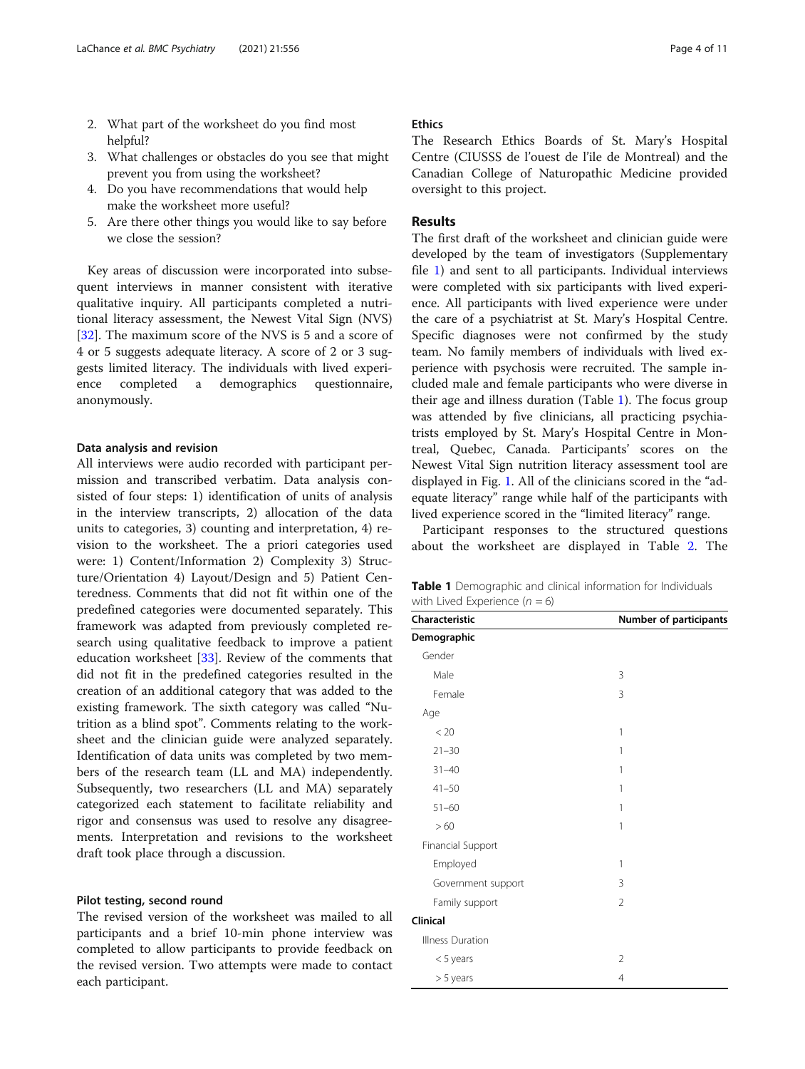2. What part of the worksheet do you find most helpful?
3. What challenges or obstacles do you see that might prevent you from using the worksheet?
4. Do you have recommendations that would help make the worksheet more useful?
5. Are there other things you would like to say before we close the session?

Key areas of discussion were incorporated into subsequent interviews in manner consistent with iterative qualitative inquiry. All participants completed a nutritional literacy assessment, the Newest Vital Sign (NVS) [32]. The maximum score of the NVS is 5 and a score of 4 or 5 suggests adequate literacy. A score of 2 or 3 suggests limited literacy. The individuals with lived experience completed a demographics questionnaire, anonymously.

#### Data analysis and revision

All interviews were audio recorded with participant permission and transcribed verbatim. Data analysis consisted of four steps: 1) identification of units of analysis in the interview transcripts, 2) allocation of the data units to categories, 3) counting and interpretation, 4) revision to the worksheet. The a priori categories used were: 1) Content/Information 2) Complexity 3) Structure/Orientation 4) Layout/Design and 5) Patient Centeredness. Comments that did not fit within one of the predefined categories were documented separately. This framework was adapted from previously completed research using qualitative feedback to improve a patient education worksheet [33]. Review of the comments that did not fit in the predefined categories resulted in the creation of an additional category that was added to the existing framework. The sixth category was called "Nutrition as a blind spot". Comments relating to the worksheet and the clinician guide were analyzed separately. Identification of data units was completed by two members of the research team (LL and MA) independently. Subsequently, two researchers (LL and MA) separately categorized each statement to facilitate reliability and rigor and consensus was used to resolve any disagreements. Interpretation and revisions to the worksheet draft took place through a discussion.

#### Pilot testing, second round

The revised version of the worksheet was mailed to all participants and a brief 10-min phone interview was completed to allow participants to provide feedback on the revised version. Two attempts were made to contact each participant.

#### Ethics

The Research Ethics Boards of St. Mary's Hospital Centre (CIUSSS de l'ouest de l'ile de Montreal) and the Canadian College of Naturopathic Medicine provided oversight to this project.

## Results

The first draft of the worksheet and clinician guide were developed by the team of investigators (Supplementary file 1) and sent to all participants. Individual interviews were completed with six participants with lived experience. All participants with lived experience were under the care of a psychiatrist at St. Mary's Hospital Centre. Specific diagnoses were not confirmed by the study team. No family members of individuals with lived experience with psychosis were recruited. The sample included male and female participants who were diverse in their age and illness duration (Table 1). The focus group was attended by five clinicians, all practicing psychiatrists employed by St. Mary's Hospital Centre in Montreal, Quebec, Canada. Participants' scores on the Newest Vital Sign nutrition literacy assessment tool are displayed in Fig. 1. All of the clinicians scored in the "adequate literacy" range while half of the participants with lived experience scored in the "limited literacy" range.

Participant responses to the structured questions about the worksheet are displayed in Table 2. The

**Table 1** Demographic and clinical information for Individuals with Lived Experience ($n = 6$)

| Characteristic | Number of participants |
|---|---|
| **Demographic** | |
| Gender | |
| Male | 3 |
| Female | 3 |
| Age | |
| < 20 | 1 |
| 21–30 | 1 |
| 31–40 | 1 |
| 41–50 | 1 |
| 51–60 | 1 |
| > 60 | 1 |
| Financial Support | |
| Employed | 1 |
| Government support | 3 |
| Family support | 2 |
| **Clinical** | |
| Illness Duration | |
| < 5 years | 2 |
| > 5 years | 4 |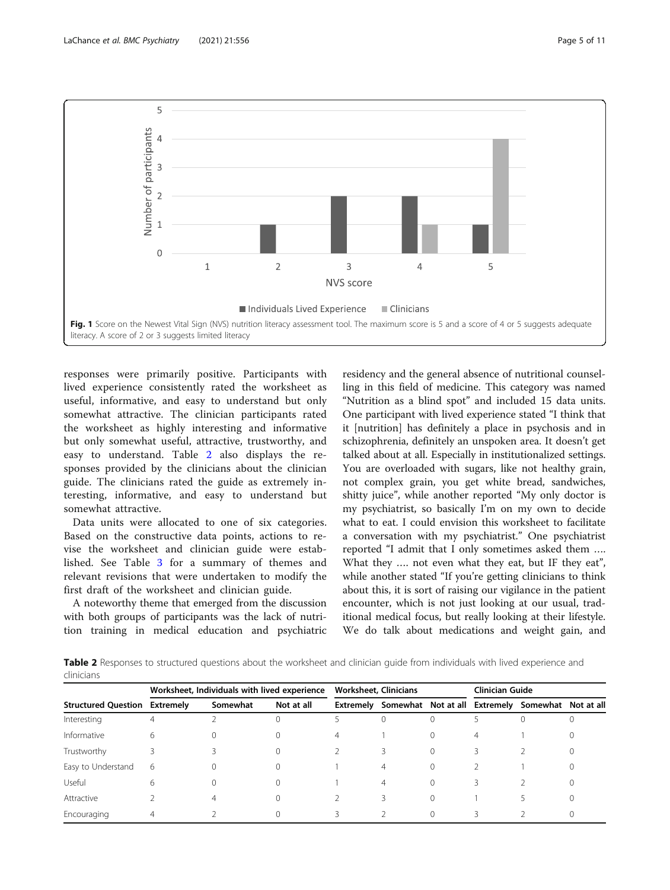Fig. 1 Score on the Newest Vital Sign (NVS) nutrition literacy assessment tool. The maximum score is 5 and a score of 4 or 5 suggests adequate literacy. A score of 2 or 3 suggests limited literacy

responses were primarily positive. Participants with lived experience consistently rated the worksheet as useful, informative, and easy to understand but only somewhat attractive. The clinician participants rated the worksheet as highly interesting and informative but only somewhat useful, attractive, trustworthy, and easy to understand. Table 2 also displays the responses provided by the clinicians about the clinician guide. The clinicians rated the guide as extremely interesting, informative, and easy to understand but somewhat attractive.

Data units were allocated to one of six categories. Based on the constructive data points, actions to revise the worksheet and clinician guide were established. See Table 3 for a summary of themes and relevant revisions that were undertaken to modify the first draft of the worksheet and clinician guide.

A noteworthy theme that emerged from the discussion with both groups of participants was the lack of nutrition training in medical education and psychiatric residency and the general absence of nutritional counselling in this field of medicine. This category was named "Nutrition as a blind spot" and included 15 data units. One participant with lived experience stated "I think that it [nutrition] has definitely a place in psychosis and in schizophrenia, definitely an unspoken area. It doesn't get talked about at all. Especially in institutionalized settings. You are overloaded with sugars, like not healthy grain, not complex grain, you get white bread, sandwiches, shitty juice", while another reported "My only doctor is my psychiatrist, so basically I'm on my own to decide what to eat. I could envision this worksheet to facilitate a conversation with my psychiatrist." One psychiatrist reported "I admit that I only sometimes asked them …. What they …. not even what they eat, but IF they eat", while another stated "If you're getting clinicians to think about this, it is sort of raising our vigilance in the patient encounter, which is not just looking at our usual, traditional medical focus, but really looking at their lifestyle. We do talk about medications and weight gain, and

**Table 2** Responses to structured questions about the worksheet and clinician guide from individuals with lived experience and clinicians

| | Worksheet, Individuals with lived experience | | | Worksheet, Clinicians | | | Clinician Guide | | |
|---|---|---|---|---|---|---|---|---|---|
| Structured Question | Extremely | Somewhat | Not at all | Extremely | Somewhat | Not at all | Extremely | Somewhat | Not at all |
| Interesting | 4 | 2 | 0 | 5 | 0 | 0 | 5 | 0 | 0 |
| Informative | 6 | 0 | 0 | 4 | 1 | 0 | 4 | 1 | 0 |
| Trustworthy | 3 | 3 | 0 | 2 | 3 | 0 | 3 | 2 | 0 |
| Easy to Understand | 6 | 0 | 0 | 1 | 4 | 0 | 2 | 1 | 0 |
| Useful | 6 | 0 | 0 | 1 | 4 | 0 | 3 | 2 | 0 |
| Attractive | 2 | 4 | 0 | 2 | 3 | 0 | 1 | 5 | 0 |
| Encouraging | 4 | 2 | 0 | 3 | 2 | 0 | 3 | 2 | 0 |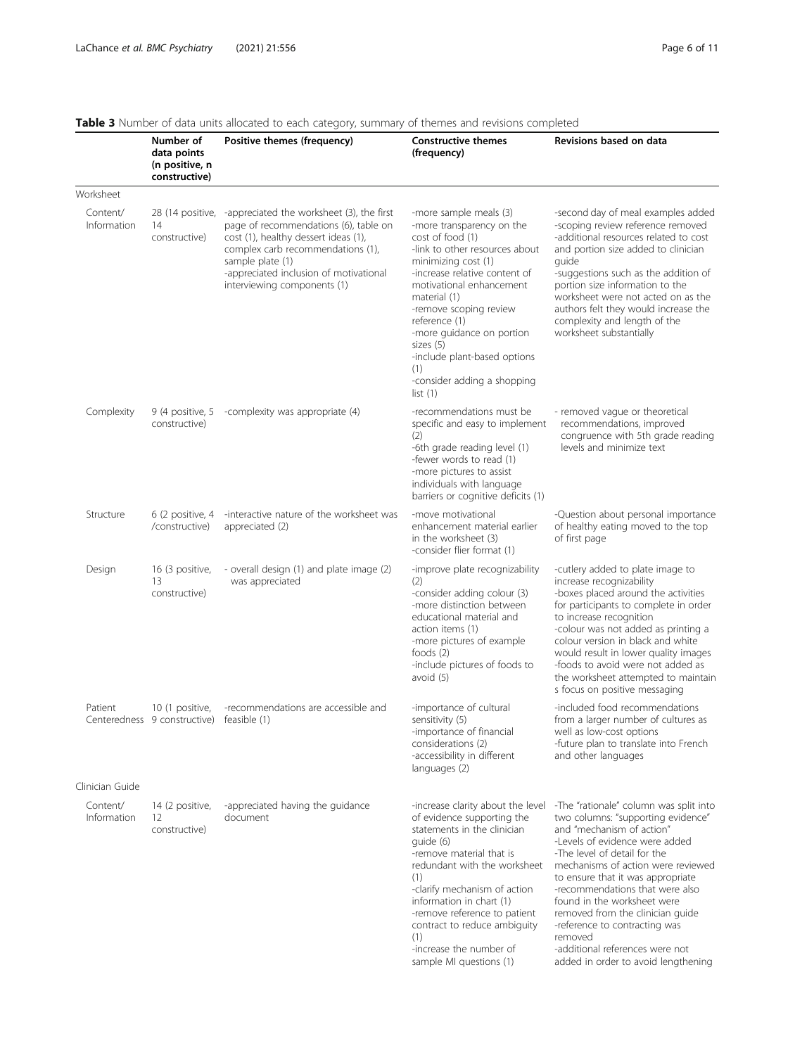**Table 3** Number of data units allocated to each category, summary of themes and revisions completed

| | Number of data points (n positive, n constructive) | Positive themes (frequency) | Constructive themes (frequency) | Revisions based on data |
|---|---|---|---|---|
| Worksheet | | | | |
| Content/ Information | 28 (14 positive, 14 constructive) | -appreciated the worksheet (3), the first page of recommendations (6), table on cost (1), healthy dessert ideas (1), complex carb recommendations (1), sample plate (1)<br>-appreciated inclusion of motivational interviewing components (1) | -more sample meals (3)<br>-more transparency on the cost of food (1)<br>-link to other resources about minimizing cost (1)<br>-increase relative content of motivational enhancement material (1)<br>-remove scoping review reference (1)<br>-more guidance on portion sizes (5)<br>-include plant-based options (1)<br>-consider adding a shopping list (1) | -second day of meal examples added<br>-scoping review reference removed<br>-additional resources related to cost and portion size added to clinician guide<br>-suggestions such as the addition of portion size information to the worksheet were not acted on as the authors felt they would increase the complexity and length of the worksheet substantially |
| Complexity | 9 (4 positive, 5 constructive) | -complexity was appropriate (4) | -recommendations must be specific and easy to implement (2)<br>-6th grade reading level (1)<br>-fewer words to read (1)<br>-more pictures to assist individuals with language barriers or cognitive deficits (1) | - removed vague or theoretical recommendations, improved congruence with 5th grade reading levels and minimize text |
| Structure | 6 (2 positive, 4 /constructive) | -interactive nature of the worksheet was appreciated (2) | -move motivational enhancement material earlier in the worksheet (3)<br>-consider flier format (1) | -Question about personal importance of healthy eating moved to the top of first page |
| Design | 16 (3 positive, 13 constructive) | - overall design (1) and plate image (2) was appreciated | -improve plate recognizability (2)<br>-consider adding colour (3)<br>-more distinction between educational material and action items (1)<br>-more pictures of example foods (2)<br>-include pictures of foods to avoid (5) | -cutlery added to plate image to increase recognizability<br>-boxes placed around the activities for participants to complete in order to increase recognition<br>-colour was not added as printing a colour version in black and white would result in lower quality images<br>-foods to avoid were not added as the worksheet attempted to maintain s focus on positive messaging |
| Patient Centeredness | 10 (1 positive, 9 constructive) | -recommendations are accessible and feasible (1) | -importance of cultural sensitivity (5)<br>-importance of financial considerations (2)<br>-accessibility in different languages (2) | -included food recommendations from a larger number of cultures as well as low-cost options<br>-future plan to translate into French and other languages |
| Clinician Guide | | | | |
| Content/ Information | 14 (2 positive, 12 constructive) | -appreciated having the guidance document | -increase clarity about the level of evidence supporting the statements in the clinician guide (6)<br>-remove material that is redundant with the worksheet (1)<br>-clarify mechanism of action information in chart (1)<br>-remove reference to patient contract to reduce ambiguity (1)<br>-increase the number of sample MI questions (1) | -The "rationale" column was split into two columns: "supporting evidence" and "mechanism of action"<br>-Levels of evidence were added<br>-The level of detail for the mechanisms of action were reviewed to ensure that it was appropriate<br>-recommendations that were also found in the worksheet were removed from the clinician guide<br>-reference to contracting was removed<br>-additional references were not added in order to avoid lengthening |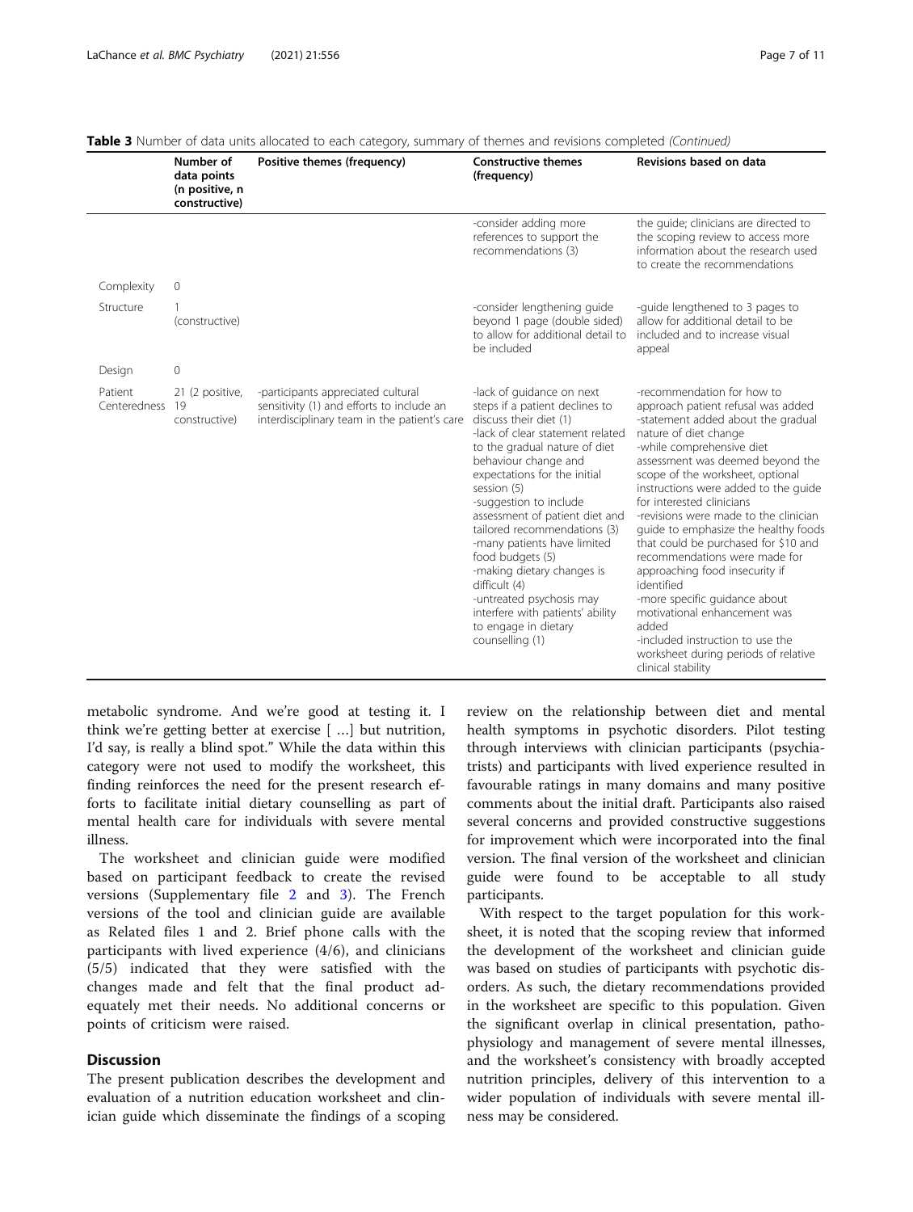**Table 3** Number of data units allocated to each category, summary of themes and revisions completed *(Continued)*

| | Number of data points (n positive, n constructive) | Positive themes (frequency) | Constructive themes (frequency) | Revisions based on data |
|---|---|---|---|---|
| | | | -consider adding more references to support the recommendations (3) | the guide; clinicians are directed to the scoping review to access more information about the research used to create the recommendations |
| Complexity | 0 | | | |
| Structure | 1 (constructive) | | -consider lengthening guide beyond 1 page (double sided) to allow for additional detail to be included | -guide lengthened to 3 pages to allow for additional detail to be included and to increase visual appeal |
| Design | 0 | | | |
| Patient Centeredness | 21 (2 positive, 19 constructive) | -participants appreciated cultural sensitivity (1) and efforts to include an interdisciplinary team in the patient's care | -lack of guidance on next steps if a patient declines to discuss their diet (1)<br>-lack of clear statement related to the gradual nature of diet behaviour change and expectations for the initial session (5)<br>-suggestion to include assessment of patient diet and tailored recommendations (3)<br>-many patients have limited food budgets (5)<br>-making dietary changes is difficult (4)<br>-untreated psychosis may interfere with patients' ability to engage in dietary counselling (1) | -recommendation for how to approach patient refusal was added<br>-statement added about the gradual nature of diet change<br>-while comprehensive diet assessment was deemed beyond the scope of the worksheet, optional instructions were added to the guide for interested clinicians<br>-revisions were made to the clinician guide to emphasize the healthy foods that could be purchased for $10 and recommendations were made for approaching food insecurity if identified<br>-more specific guidance about motivational enhancement was added<br>-included instruction to use the worksheet during periods of relative clinical stability |

metabolic syndrome. And we're good at testing it. I think we're getting better at exercise [ …] but nutrition, I'd say, is really a blind spot." While the data within this category were not used to modify the worksheet, this finding reinforces the need for the present research efforts to facilitate initial dietary counselling as part of mental health care for individuals with severe mental illness.

The worksheet and clinician guide were modified based on participant feedback to create the revised versions (Supplementary file 2 and 3). The French versions of the tool and clinician guide are available as Related files 1 and 2. Brief phone calls with the participants with lived experience (4/6), and clinicians (5/5) indicated that they were satisfied with the changes made and felt that the final product adequately met their needs. No additional concerns or points of criticism were raised.

## Discussion

The present publication describes the development and evaluation of a nutrition education worksheet and clinician guide which disseminate the findings of a scoping review on the relationship between diet and mental health symptoms in psychotic disorders. Pilot testing through interviews with clinician participants (psychiatrists) and participants with lived experience resulted in favourable ratings in many domains and many positive comments about the initial draft. Participants also raised several concerns and provided constructive suggestions for improvement which were incorporated into the final version. The final version of the worksheet and clinician guide were found to be acceptable to all study participants.

With respect to the target population for this worksheet, it is noted that the scoping review that informed the development of the worksheet and clinician guide was based on studies of participants with psychotic disorders. As such, the dietary recommendations provided in the worksheet are specific to this population. Given the significant overlap in clinical presentation, pathophysiology and management of severe mental illnesses, and the worksheet's consistency with broadly accepted nutrition principles, delivery of this intervention to a wider population of individuals with severe mental illness may be considered.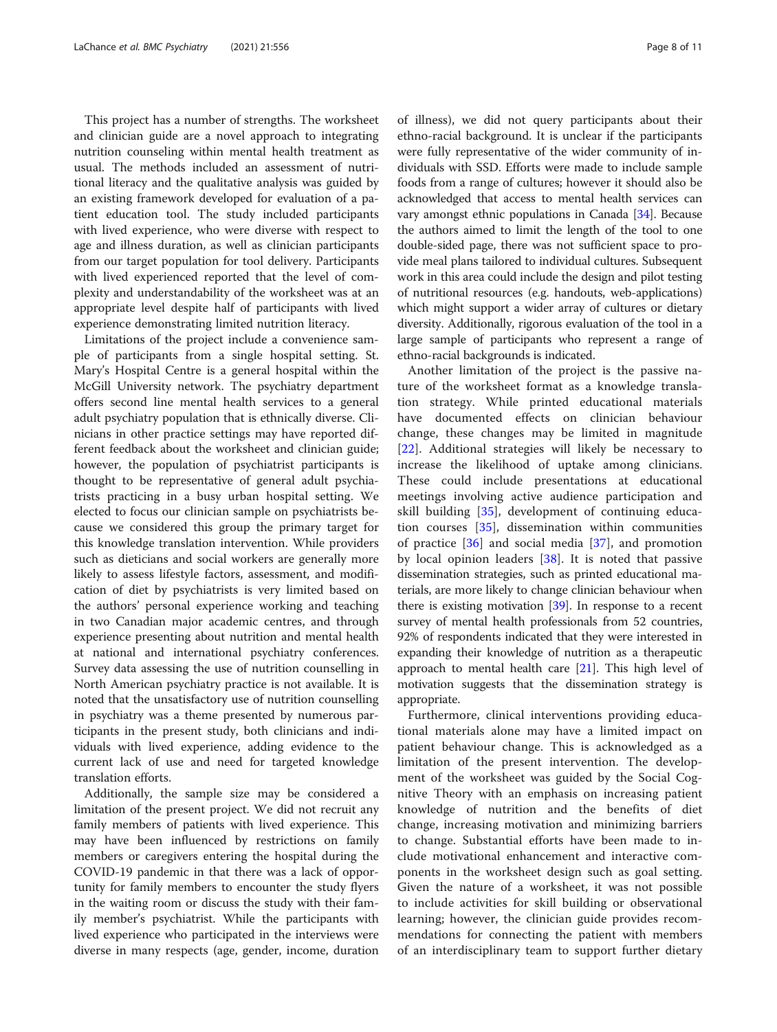This project has a number of strengths. The worksheet and clinician guide are a novel approach to integrating nutrition counseling within mental health treatment as usual. The methods included an assessment of nutritional literacy and the qualitative analysis was guided by an existing framework developed for evaluation of a patient education tool. The study included participants with lived experience, who were diverse with respect to age and illness duration, as well as clinician participants from our target population for tool delivery. Participants with lived experienced reported that the level of complexity and understandability of the worksheet was at an appropriate level despite half of participants with lived experience demonstrating limited nutrition literacy.

Limitations of the project include a convenience sample of participants from a single hospital setting. St. Mary's Hospital Centre is a general hospital within the McGill University network. The psychiatry department offers second line mental health services to a general adult psychiatry population that is ethnically diverse. Clinicians in other practice settings may have reported different feedback about the worksheet and clinician guide; however, the population of psychiatrist participants is thought to be representative of general adult psychiatrists practicing in a busy urban hospital setting. We elected to focus our clinician sample on psychiatrists because we considered this group the primary target for this knowledge translation intervention. While providers such as dieticians and social workers are generally more likely to assess lifestyle factors, assessment, and modification of diet by psychiatrists is very limited based on the authors' personal experience working and teaching in two Canadian major academic centres, and through experience presenting about nutrition and mental health at national and international psychiatry conferences. Survey data assessing the use of nutrition counselling in North American psychiatry practice is not available. It is noted that the unsatisfactory use of nutrition counselling in psychiatry was a theme presented by numerous participants in the present study, both clinicians and individuals with lived experience, adding evidence to the current lack of use and need for targeted knowledge translation efforts.

Additionally, the sample size may be considered a limitation of the present project. We did not recruit any family members of patients with lived experience. This may have been influenced by restrictions on family members or caregivers entering the hospital during the COVID-19 pandemic in that there was a lack of opportunity for family members to encounter the study flyers in the waiting room or discuss the study with their family member's psychiatrist. While the participants with lived experience who participated in the interviews were diverse in many respects (age, gender, income, duration of illness), we did not query participants about their ethno-racial background. It is unclear if the participants were fully representative of the wider community of individuals with SSD. Efforts were made to include sample foods from a range of cultures; however it should also be acknowledged that access to mental health services can vary amongst ethnic populations in Canada [34]. Because the authors aimed to limit the length of the tool to one double-sided page, there was not sufficient space to provide meal plans tailored to individual cultures. Subsequent work in this area could include the design and pilot testing of nutritional resources (e.g. handouts, web-applications) which might support a wider array of cultures or dietary diversity. Additionally, rigorous evaluation of the tool in a large sample of participants who represent a range of ethno-racial backgrounds is indicated.

Another limitation of the project is the passive nature of the worksheet format as a knowledge translation strategy. While printed educational materials have documented effects on clinician behaviour change, these changes may be limited in magnitude [22]. Additional strategies will likely be necessary to increase the likelihood of uptake among clinicians. These could include presentations at educational meetings involving active audience participation and skill building [35], development of continuing education courses [35], dissemination within communities of practice [36] and social media [37], and promotion by local opinion leaders [38]. It is noted that passive dissemination strategies, such as printed educational materials, are more likely to change clinician behaviour when there is existing motivation [39]. In response to a recent survey of mental health professionals from 52 countries, 92% of respondents indicated that they were interested in expanding their knowledge of nutrition as a therapeutic approach to mental health care [21]. This high level of motivation suggests that the dissemination strategy is appropriate.

Furthermore, clinical interventions providing educational materials alone may have a limited impact on patient behaviour change. This is acknowledged as a limitation of the present intervention. The development of the worksheet was guided by the Social Cognitive Theory with an emphasis on increasing patient knowledge of nutrition and the benefits of diet change, increasing motivation and minimizing barriers to change. Substantial efforts have been made to include motivational enhancement and interactive components in the worksheet design such as goal setting. Given the nature of a worksheet, it was not possible to include activities for skill building or observational learning; however, the clinician guide provides recommendations for connecting the patient with members of an interdisciplinary team to support further dietary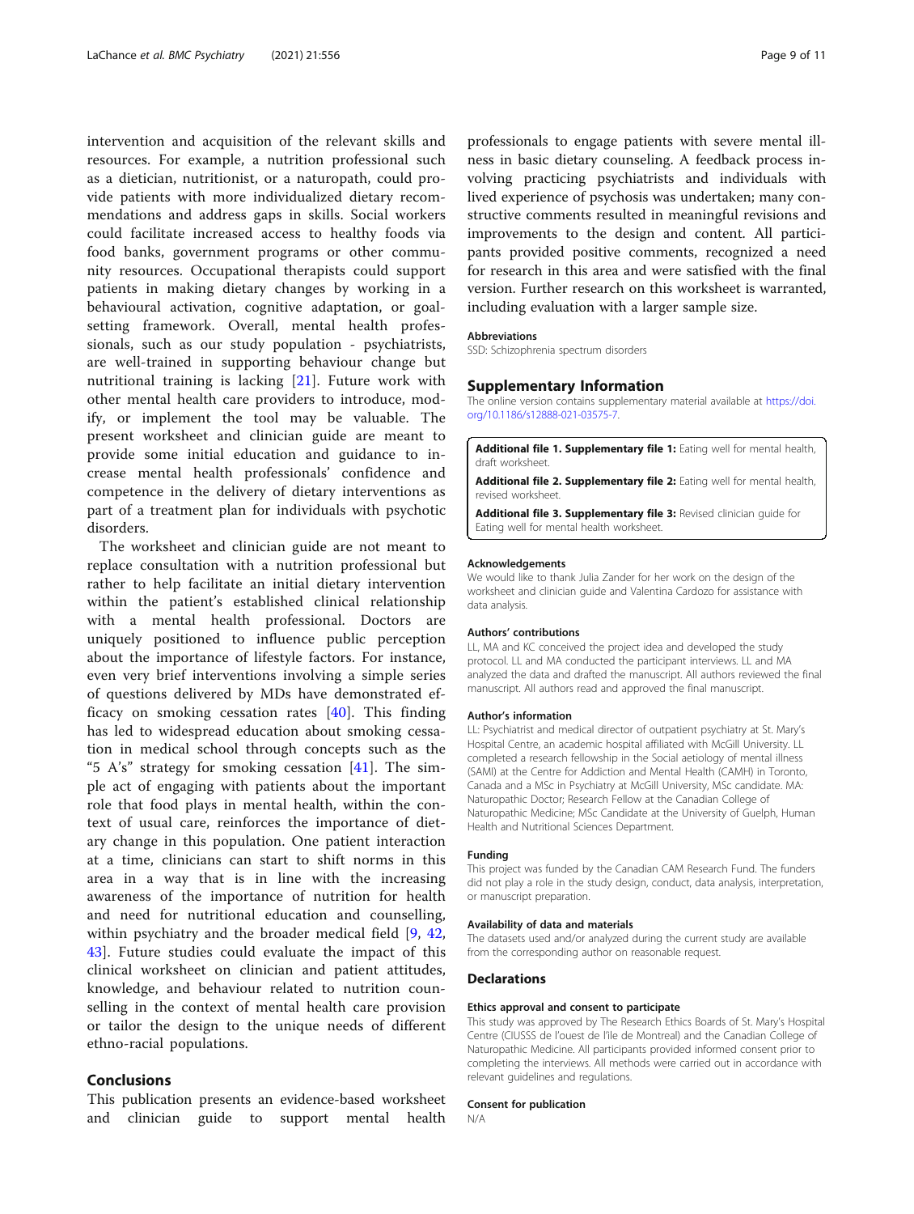intervention and acquisition of the relevant skills and resources. For example, a nutrition professional such as a dietician, nutritionist, or a naturopath, could provide patients with more individualized dietary recommendations and address gaps in skills. Social workers could facilitate increased access to healthy foods via food banks, government programs or other community resources. Occupational therapists could support patients in making dietary changes by working in a behavioural activation, cognitive adaptation, or goal-setting framework. Overall, mental health professionals, such as our study population - psychiatrists, are well-trained in supporting behaviour change but nutritional training is lacking [21]. Future work with other mental health care providers to introduce, modify, or implement the tool may be valuable. The present worksheet and clinician guide are meant to provide some initial education and guidance to increase mental health professionals' confidence and competence in the delivery of dietary interventions as part of a treatment plan for individuals with psychotic disorders.

The worksheet and clinician guide are not meant to replace consultation with a nutrition professional but rather to help facilitate an initial dietary intervention within the patient's established clinical relationship with a mental health professional. Doctors are uniquely positioned to influence public perception about the importance of lifestyle factors. For instance, even very brief interventions involving a simple series of questions delivered by MDs have demonstrated efficacy on smoking cessation rates [40]. This finding has led to widespread education about smoking cessation in medical school through concepts such as the "5 A's" strategy for smoking cessation [41]. The simple act of engaging with patients about the important role that food plays in mental health, within the context of usual care, reinforces the importance of dietary change in this population. One patient interaction at a time, clinicians can start to shift norms in this area in a way that is in line with the increasing awareness of the importance of nutrition for health and need for nutritional education and counselling, within psychiatry and the broader medical field [9, 42, 43]. Future studies could evaluate the impact of this clinical worksheet on clinician and patient attitudes, knowledge, and behaviour related to nutrition counselling in the context of mental health care provision or tailor the design to the unique needs of different ethno-racial populations.

## Conclusions

This publication presents an evidence-based worksheet and clinician guide to support mental health professionals to engage patients with severe mental illness in basic dietary counseling. A feedback process involving practicing psychiatrists and individuals with lived experience of psychosis was undertaken; many constructive comments resulted in meaningful revisions and improvements to the design and content. All participants provided positive comments, recognized a need for research in this area and were satisfied with the final version. Further research on this worksheet is warranted, including evaluation with a larger sample size.

### Abbreviations

SSD: Schizophrenia spectrum disorders

## Supplementary Information

The online version contains supplementary material available at https://doi.org/10.1186/s12888-021-03575-7.

**Additional file 1. Supplementary file 1:** Eating well for mental health, draft worksheet.

**Additional file 2. Supplementary file 2:** Eating well for mental health, revised worksheet.

**Additional file 3. Supplementary file 3:** Revised clinician guide for Eating well for mental health worksheet.

### Acknowledgements

We would like to thank Julia Zander for her work on the design of the worksheet and clinician guide and Valentina Cardozo for assistance with data analysis.

### Authors' contributions

LL, MA and KC conceived the project idea and developed the study protocol. LL and MA conducted the participant interviews. LL and MA analyzed the data and drafted the manuscript. All authors reviewed the final manuscript. All authors read and approved the final manuscript.

### Author's information

LL: Psychiatrist and medical director of outpatient psychiatry at St. Mary's Hospital Centre, an academic hospital affiliated with McGill University. LL completed a research fellowship in the Social aetiology of mental illness (SAMI) at the Centre for Addiction and Mental Health (CAMH) in Toronto, Canada and a MSc in Psychiatry at McGill University, MSc candidate. MA: Naturopathic Doctor; Research Fellow at the Canadian College of Naturopathic Medicine; MSc Candidate at the University of Guelph, Human Health and Nutritional Sciences Department.

### Funding

This project was funded by the Canadian CAM Research Fund. The funders did not play a role in the study design, conduct, data analysis, interpretation, or manuscript preparation.

### Availability of data and materials

The datasets used and/or analyzed during the current study are available from the corresponding author on reasonable request.

## Declarations

### Ethics approval and consent to participate

This study was approved by The Research Ethics Boards of St. Mary's Hospital Centre (CIUSSS de l'ouest de l'île de Montreal) and the Canadian College of Naturopathic Medicine. All participants provided informed consent prior to completing the interviews. All methods were carried out in accordance with relevant guidelines and regulations.

### Consent for publication

N/A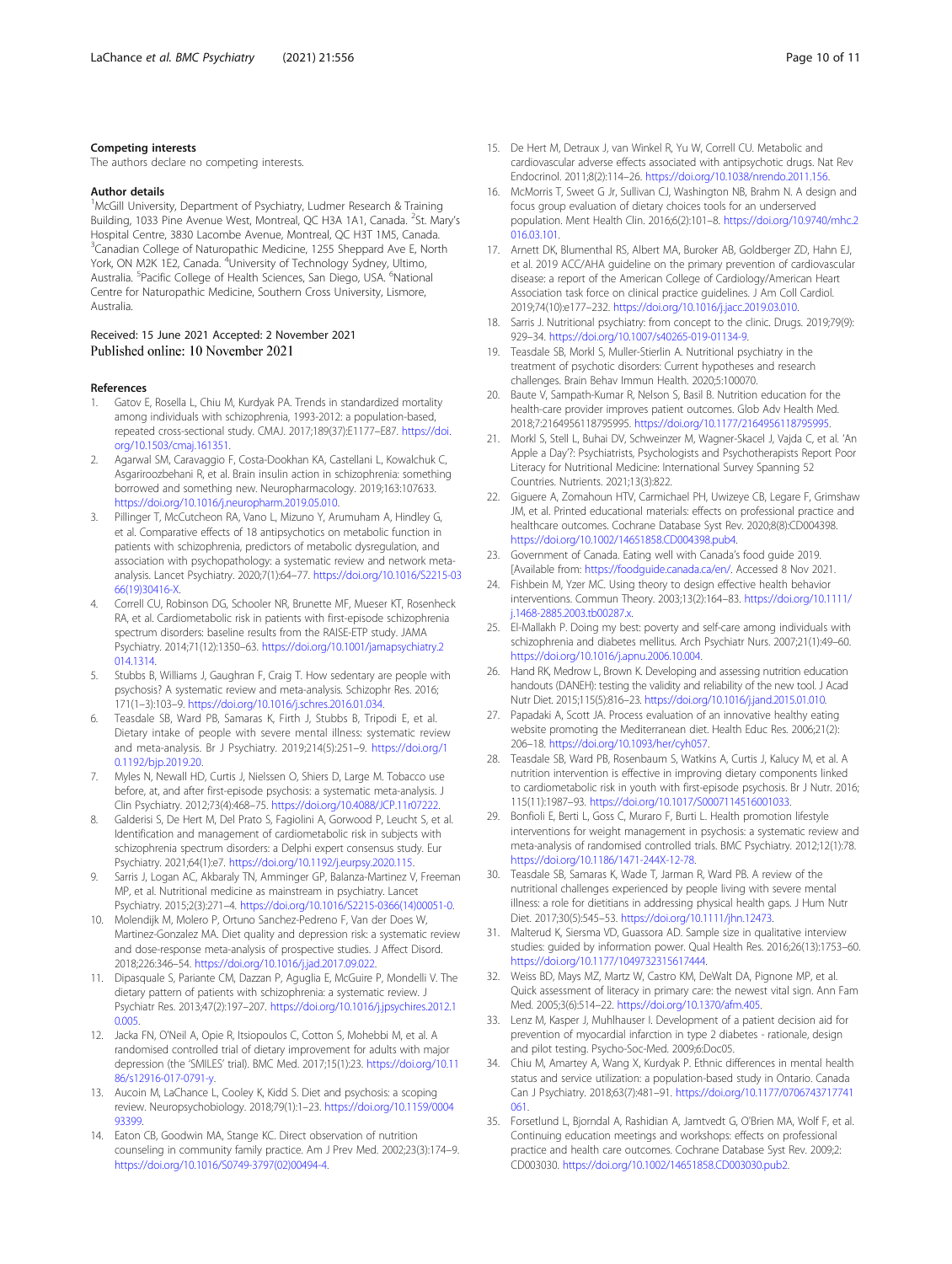### Competing interests

The authors declare no competing interests.

### Author details

[1]McGill University, Department of Psychiatry, Ludmer Research & Training Building, 1033 Pine Avenue West, Montreal, QC H3A 1A1, Canada. [2]St. Mary's Hospital Centre, 3830 Lacombe Avenue, Montreal, QC H3T 1M5, Canada. [3]Canadian College of Naturopathic Medicine, 1255 Sheppard Ave E, North York, ON M2K 1E2, Canada. [4]University of Technology Sydney, Ultimo, Australia. [5]Pacific College of Health Sciences, San Diego, USA. [6]National Centre for Naturopathic Medicine, Southern Cross University, Lismore, Australia.

Received: 15 June 2021 Accepted: 2 November 2021
Published online: 10 November 2021

### References

1. Gatov E, Rosella L, Chiu M, Kurdyak PA. Trends in standardized mortality among individuals with schizophrenia, 1993-2012: a population-based, repeated cross-sectional study. CMAJ. 2017;189(37):E1177–E87. https://doi.org/10.1503/cmaj.161351.
2. Agarwal SM, Caravaggio F, Costa-Dookhan KA, Castellani L, Kowalchuk C, Asgariroozbehani R, et al. Brain insulin action in schizophrenia: something borrowed and something new. Neuropharmacology. 2019;163:107633. https://doi.org/10.1016/j.neuropharm.2019.05.010.
3. Pillinger T, McCutcheon RA, Vano L, Mizuno Y, Arumuham A, Hindley G, et al. Comparative effects of 18 antipsychotics on metabolic function in patients with schizophrenia, predictors of metabolic dysregulation, and association with psychopathology: a systematic review and network meta-analysis. Lancet Psychiatry. 2020;7(1):64–77. https://doi.org/10.1016/S2215-0366(19)30416-X.
4. Correll CU, Robinson DG, Schooler NR, Brunette MF, Mueser KT, Rosenheck RA, et al. Cardiometabolic risk in patients with first-episode schizophrenia spectrum disorders: baseline results from the RAISE-ETP study. JAMA Psychiatry. 2014;71(12):1350–63. https://doi.org/10.1001/jamapsychiatry.2014.1314.
5. Stubbs B, Williams J, Gaughran F, Craig T. How sedentary are people with psychosis? A systematic review and meta-analysis. Schizophr Res. 2016; 171(1–3):103–9. https://doi.org/10.1016/j.schres.2016.01.034.
6. Teasdale SB, Ward PB, Samaras K, Firth J, Stubbs B, Tripodi E, et al. Dietary intake of people with severe mental illness: systematic review and meta-analysis. Br J Psychiatry. 2019;214(5):251–9. https://doi.org/10.1192/bjp.2019.20.
7. Myles N, Newall HD, Curtis J, Nielssen O, Shiers D, Large M. Tobacco use before, at, and after first-episode psychosis: a systematic meta-analysis. J Clin Psychiatry. 2012;73(4):468–75. https://doi.org/10.4088/JCP.11r07222.
8. Galderisi S, De Hert M, Del Prato S, Fagiolini A, Gorwood P, Leucht S, et al. Identification and management of cardiometabolic risk in subjects with schizophrenia spectrum disorders: a Delphi expert consensus study. Eur Psychiatry. 2021;64(1):e7. https://doi.org/10.1192/j.eurpsy.2020.115.
9. Sarris J, Logan AC, Akbaraly TN, Amminger GP, Balanza-Martinez V, Freeman MP, et al. Nutritional medicine as mainstream in psychiatry. Lancet Psychiatry. 2015;2(3):271–4. https://doi.org/10.1016/S2215-0366(14)00051-0.
10. Molendijk M, Molero P, Ortuno Sanchez-Pedreno F, Van der Does W, Martinez-Gonzalez MA. Diet quality and depression risk: a systematic review and dose-response meta-analysis of prospective studies. J Affect Disord. 2018;226:346–54. https://doi.org/10.1016/j.jad.2017.09.022.
11. Dipasquale S, Pariante CM, Dazzan P, Aguglia E, McGuire P, Mondelli V. The dietary pattern of patients with schizophrenia: a systematic review. J Psychiatr Res. 2013;47(2):197–207. https://doi.org/10.1016/j.jpsychires.2012.10.005.
12. Jacka FN, O'Neil A, Opie R, Itsiopoulos C, Cotton S, Mohebbi M, et al. A randomised controlled trial of dietary improvement for adults with major depression (the 'SMILES' trial). BMC Med. 2017;15(1):23. https://doi.org/10.1186/s12916-017-0791-y.
13. Aucoin M, LaChance L, Cooley K, Kidd S. Diet and psychosis: a scoping review. Neuropsychobiology. 2018;79(1):1–23. https://doi.org/10.1159/000493399.
14. Eaton CB, Goodwin MA, Stange KC. Direct observation of nutrition counseling in community family practice. Am J Prev Med. 2002;23(3):174–9. https://doi.org/10.1016/S0749-3797(02)00494-4.
15. De Hert M, Detraux J, van Winkel R, Yu W, Correll CU. Metabolic and cardiovascular adverse effects associated with antipsychotic drugs. Nat Rev Endocrinol. 2011;8(2):114–26. https://doi.org/10.1038/nrendo.2011.156.
16. McMorris T, Sweet G Jr, Sullivan CJ, Washington NB, Brahm N. A design and focus group evaluation of dietary choices tools for an underserved population. Ment Health Clin. 2016;6(2):101–8. https://doi.org/10.9740/mhc.2016.03.101.
17. Arnett DK, Blumenthal RS, Albert MA, Buroker AB, Goldberger ZD, Hahn EJ, et al. 2019 ACC/AHA guideline on the primary prevention of cardiovascular disease: a report of the American College of Cardiology/American Heart Association task force on clinical practice guidelines. J Am Coll Cardiol. 2019;74(10):e177–232. https://doi.org/10.1016/j.jacc.2019.03.010.
18. Sarris J. Nutritional psychiatry: from concept to the clinic. Drugs. 2019;79(9): 929–34. https://doi.org/10.1007/s40265-019-01134-9.
19. Teasdale SB, Morkl S, Muller-Stierlin A. Nutritional psychiatry in the treatment of psychotic disorders: Current hypotheses and research challenges. Brain Behav Immun Health. 2020;5:100070.
20. Baute V, Sampath-Kumar R, Nelson S, Basil B. Nutrition education for the health-care provider improves patient outcomes. Glob Adv Health Med. 2018;7:2164956118795995. https://doi.org/10.1177/2164956118795995.
21. Morkl S, Stell L, Buhai DV, Schweinzer M, Wagner-Skacel J, Vajda C, et al. 'An Apple a Day'?: Psychiatrists, Psychologists and Psychotherapists Report Poor Literacy for Nutritional Medicine: International Survey Spanning 52 Countries. Nutrients. 2021;13(3):822.
22. Giguere A, Zomahoun HTV, Carmichael PH, Uwizeye CB, Legare F, Grimshaw JM, et al. Printed educational materials: effects on professional practice and healthcare outcomes. Cochrane Database Syst Rev. 2020;8(8):CD004398. https://doi.org/10.1002/14651858.CD004398.pub4.
23. Government of Canada. Eating well with Canada's food guide 2019. [Available from: https://foodguide.canada.ca/en/. Accessed 8 Nov 2021.
24. Fishbein M, Yzer MC. Using theory to design effective health behavior interventions. Commun Theory. 2003;13(2):164–83. https://doi.org/10.1111/j.1468-2885.2003.tb00287.x.
25. El-Mallakh P. Doing my best: poverty and self-care among individuals with schizophrenia and diabetes mellitus. Arch Psychiatr Nurs. 2007;21(1):49–60. https://doi.org/10.1016/j.apnu.2006.10.004.
26. Hand RK, Medrow L, Brown K. Developing and assessing nutrition education handouts (DANEH): testing the validity and reliability of the new tool. J Acad Nutr Diet. 2015;115(5):816–23. https://doi.org/10.1016/j.jand.2015.01.010.
27. Papadaki A, Scott JA. Process evaluation of an innovative healthy eating website promoting the Mediterranean diet. Health Educ Res. 2006;21(2): 206–18. https://doi.org/10.1093/her/cyh057.
28. Teasdale SB, Ward PB, Rosenbaum S, Watkins A, Curtis J, Kalucy M, et al. A nutrition intervention is effective in improving dietary components linked to cardiometabolic risk in youth with first-episode psychosis. Br J Nutr. 2016; 115(11):1987–93. https://doi.org/10.1017/S0007114516001033.
29. Bonfioli E, Berti L, Goss C, Muraro F, Burti L. Health promotion lifestyle interventions for weight management in psychosis: a systematic review and meta-analysis of randomised controlled trials. BMC Psychiatry. 2012;12(1):78. https://doi.org/10.1186/1471-244X-12-78.
30. Teasdale SB, Samaras K, Wade T, Jarman R, Ward PB. A review of the nutritional challenges experienced by people living with severe mental illness: a role for dietitians in addressing physical health gaps. J Hum Nutr Diet. 2017;30(5):545–53. https://doi.org/10.1111/jhn.12473.
31. Malterud K, Siersma VD, Guassora AD. Sample size in qualitative interview studies: guided by information power. Qual Health Res. 2016;26(13):1753–60. https://doi.org/10.1177/1049732315617444.
32. Weiss BD, Mays MZ, Martz W, Castro KM, DeWalt DA, Pignone MP, et al. Quick assessment of literacy in primary care: the newest vital sign. Ann Fam Med. 2005;3(6):514–22. https://doi.org/10.1370/afm.405.
33. Lenz M, Kasper J, Muhlhauser I. Development of a patient decision aid for prevention of myocardial infarction in type 2 diabetes - rationale, design and pilot testing. Psycho-Soc-Med. 2009;6:Doc05.
34. Chiu M, Amartey A, Wang X, Kurdyak P. Ethnic differences in mental health status and service utilization: a population-based study in Ontario. Canada Can J Psychiatry. 2018;63(7):481–91. https://doi.org/10.1177/0706743717741061.
35. Forsetlund L, Bjorndal A, Rashidian A, Jamtvedt G, O'Brien MA, Wolf F, et al. Continuing education meetings and workshops: effects on professional practice and health care outcomes. Cochrane Database Syst Rev. 2009;2: CD003030. https://doi.org/10.1002/14651858.CD003030.pub2.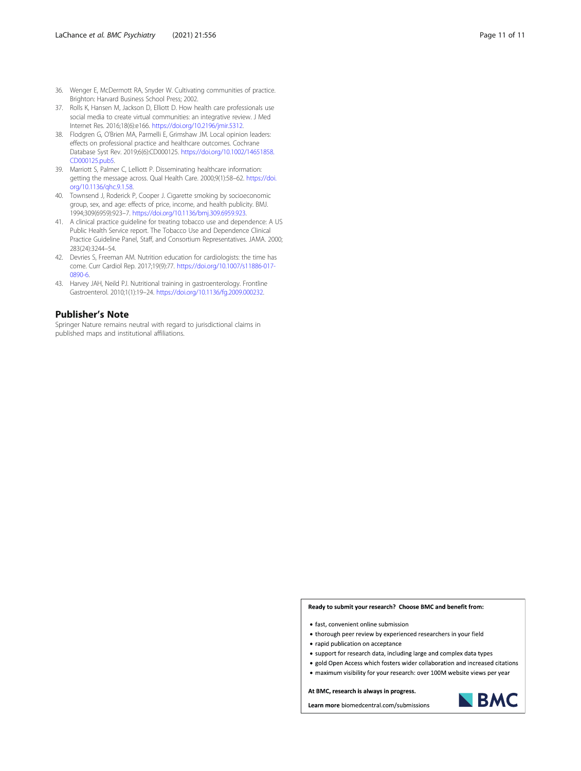36. Wenger E, McDermott RA, Snyder W. Cultivating communities of practice. Brighton: Harvard Business School Press; 2002.
37. Rolls K, Hansen M, Jackson D, Elliott D. How health care professionals use social media to create virtual communities: an integrative review. J Med Internet Res. 2016;18(6):e166. https://doi.org/10.2196/jmir.5312.
38. Flodgren G, O'Brien MA, Parmelli E, Grimshaw JM. Local opinion leaders: effects on professional practice and healthcare outcomes. Cochrane Database Syst Rev. 2019;6(6):CD000125. https://doi.org/10.1002/14651858.CD000125.pub5.
39. Marriott S, Palmer C, Lelliott P. Disseminating healthcare information: getting the message across. Qual Health Care. 2000;9(1):58–62. https://doi.org/10.1136/qhc.9.1.58.
40. Townsend J, Roderick P, Cooper J. Cigarette smoking by socioeconomic group, sex, and age: effects of price, income, and health publicity. BMJ. 1994;309(6959):923–7. https://doi.org/10.1136/bmj.309.6959.923.
41. A clinical practice guideline for treating tobacco use and dependence: A US Public Health Service report. The Tobacco Use and Dependence Clinical Practice Guideline Panel, Staff, and Consortium Representatives. JAMA. 2000;283(24):3244–54.
42. Devries S, Freeman AM. Nutrition education for cardiologists: the time has come. Curr Cardiol Rep. 2017;19(9):77. https://doi.org/10.1007/s11886-017-0890-6.
43. Harvey JAH, Neild PJ. Nutritional training in gastroenterology. Frontline Gastroenterol. 2010;1(1):19–24. https://doi.org/10.1136/fg.2009.000232.

## Publisher's Note

Springer Nature remains neutral with regard to jurisdictional claims in published maps and institutional affiliations.

**Ready to submit your research? Choose BMC and benefit from:**

- fast, convenient online submission
- thorough peer review by experienced researchers in your field
- rapid publication on acceptance
- support for research data, including large and complex data types
- gold Open Access which fosters wider collaboration and increased citations
- maximum visibility for your research: over 100M website views per year

**At BMC, research is always in progress.**

**Learn more** biomedcentral.com/submissions

BMC